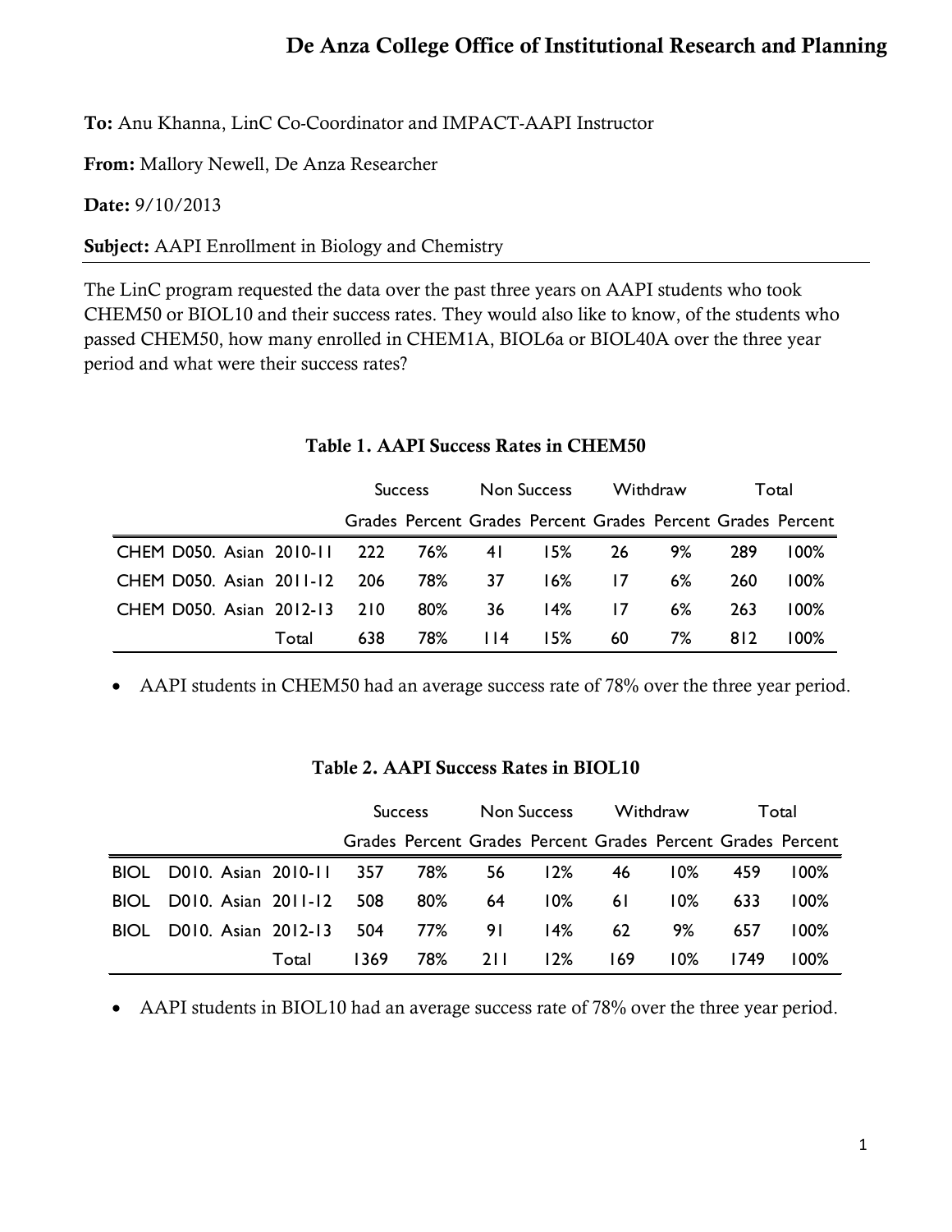# De Anza College Office of Institutional Research and Planning

**To:** Anu Khanna, LinC Co-Coordinator and IMPACT-AAPI Instructor

**From:** Mallory Newell, De Anza Researcher

**Date:** 9/10/2013

**Subject:** AAPI Enrollment in Biology and Chemistry

The LinC program requested the data over the past three years on AAPI students who took CHEM50 or BIOL10 and their success rates. They would also like to know, of the students who passed CHEM50, how many enrolled in CHEM1A, BIOL6a or BIOL40A over the three year period and what were their success rates?

### Table 1. AAPI Success Rates in CHEM50

| | | Success | | Non Success | | Withdraw | | Total | |
|---|---|---|---|---|---|---|---|---|---|
| | | Grades | Percent | Grades | Percent | Grades | Percent | Grades | Percent |
| CHEM D050. Asian | 2010-11 | 222 | 76% | 41 | 15% | 26 | 9% | 289 | 100% |
| CHEM D050. Asian | 2011-12 | 206 | 78% | 37 | 16% | 17 | 6% | 260 | 100% |
| CHEM D050. Asian | 2012-13 | 210 | 80% | 36 | 14% | 17 | 6% | 263 | 100% |
| | Total | 638 | 78% | 114 | 15% | 60 | 7% | 812 | 100% |

- AAPI students in CHEM50 had an average success rate of 78% over the three year period.

### Table 2. AAPI Success Rates in BIOL10

| | | Success | | Non Success | | Withdraw | | Total | |
|---|---|---|---|---|---|---|---|---|---|
| | | Grades | Percent | Grades | Percent | Grades | Percent | Grades | Percent |
| BIOL D010. Asian | 2010-11 | 357 | 78% | 56 | 12% | 46 | 10% | 459 | 100% |
| BIOL D010. Asian | 2011-12 | 508 | 80% | 64 | 10% | 61 | 10% | 633 | 100% |
| BIOL D010. Asian | 2012-13 | 504 | 77% | 91 | 14% | 62 | 9% | 657 | 100% |
| | Total | 1369 | 78% | 211 | 12% | 169 | 10% | 1749 | 100% |

- AAPI students in BIOL10 had an average success rate of 78% over the three year period.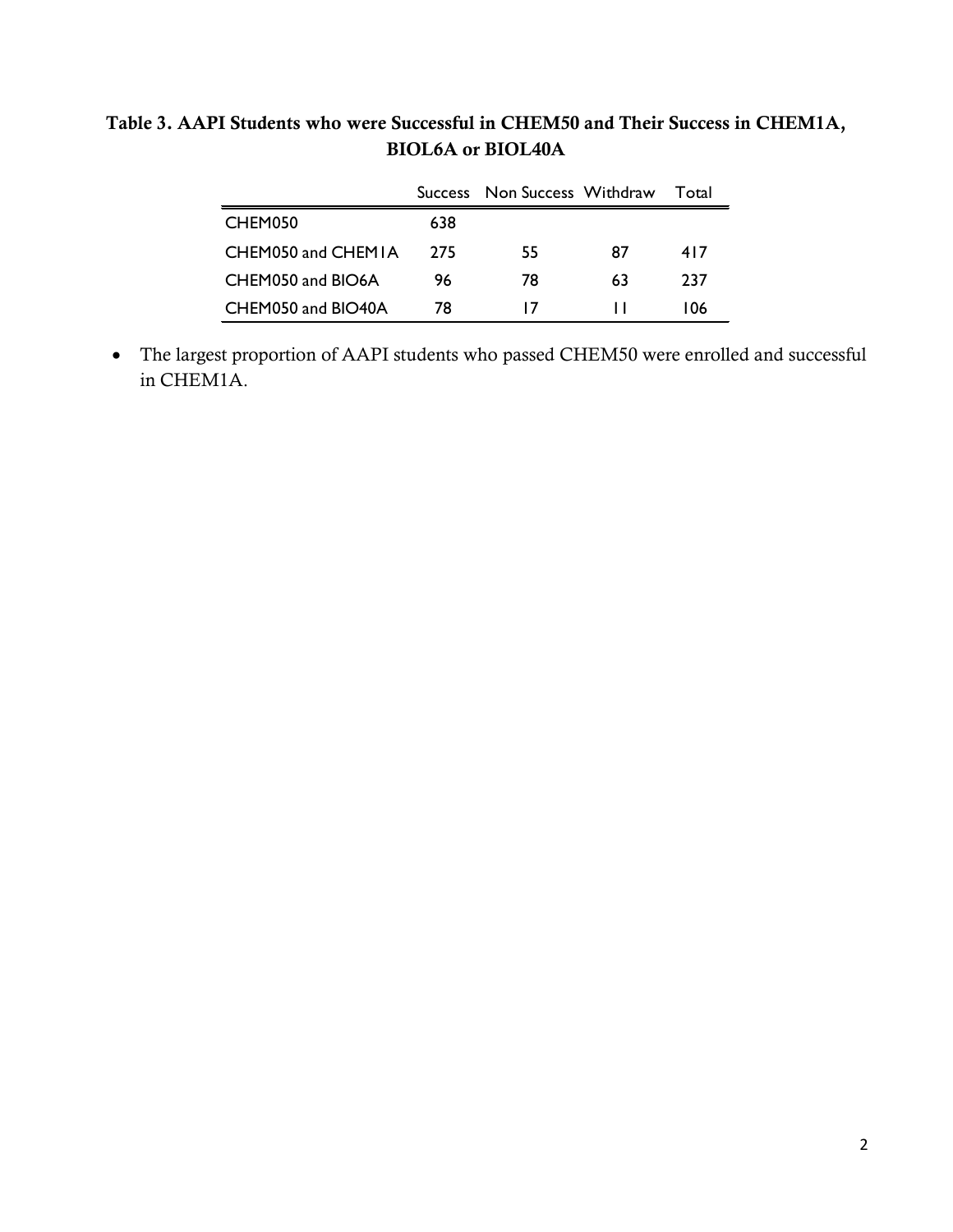**Table 3. AAPI Students who were Successful in CHEM50 and Their Success in CHEM1A, BIOL6A or BIOL40A**

| | Success | Non Success | Withdraw | Total |
|---|---|---|---|---|
| CHEM050 | 638 | | | |
| CHEM050 and CHEM1A | 275 | 55 | 87 | 417 |
| CHEM050 and BIO6A | 96 | 78 | 63 | 237 |
| CHEM050 and BIO40A | 78 | 17 | 11 | 106 |

- The largest proportion of AAPI students who passed CHEM50 were enrolled and successful in CHEM1A.